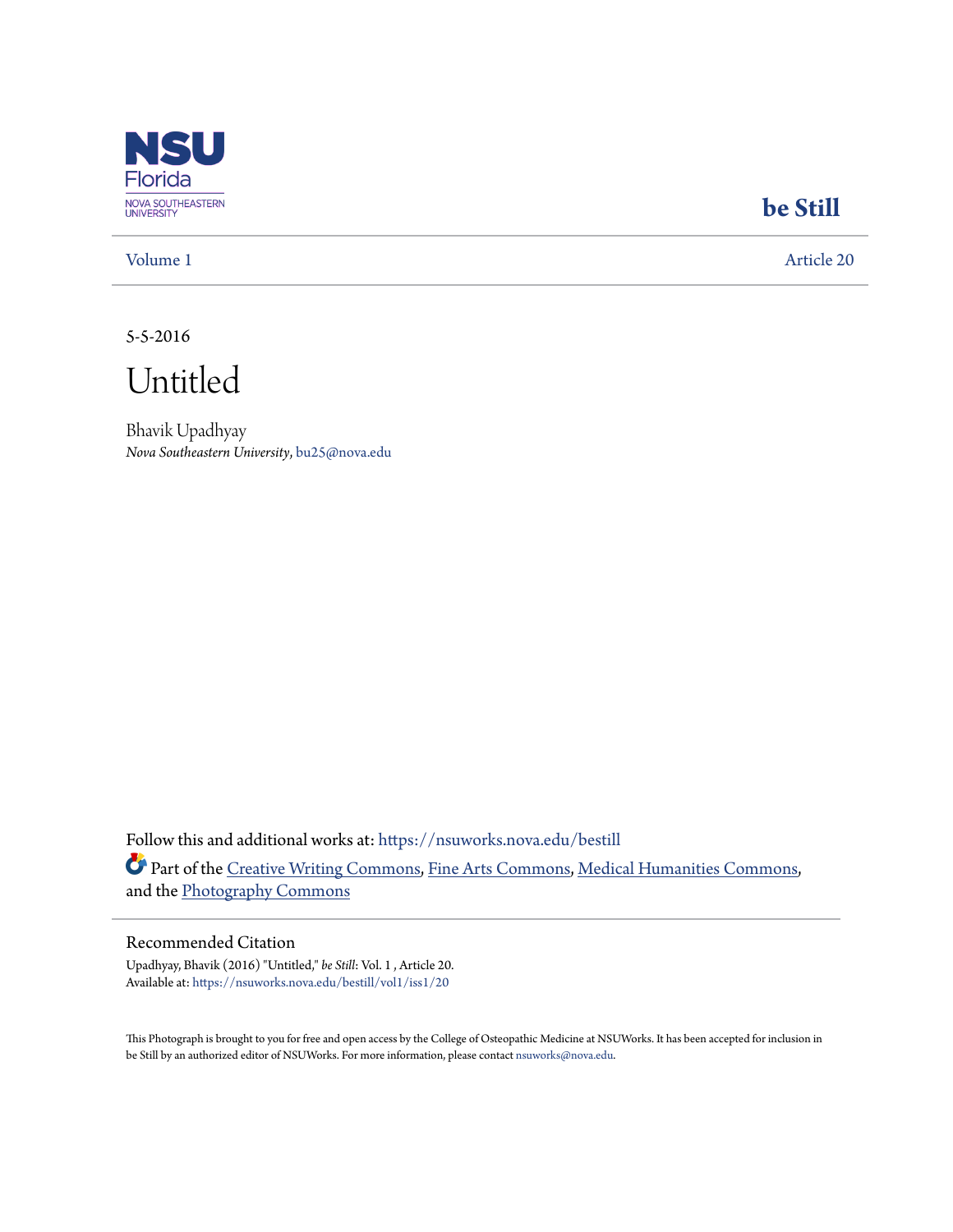NSU Florida
NOVA SOUTHEASTERN UNIVERSITY

**be Still**

Volume 1 | Article 20

5-5-2016

# Untitled

Bhavik Upadhyay
*Nova Southeastern University*, bu25@nova.edu

Follow this and additional works at: https://nsuworks.nova.edu/bestill

Part of the Creative Writing Commons, Fine Arts Commons, Medical Humanities Commons, and the Photography Commons

## Recommended Citation

Upadhyay, Bhavik (2016) "Untitled," *be Still*: Vol. 1 , Article 20.
Available at: https://nsuworks.nova.edu/bestill/vol1/iss1/20

This Photograph is brought to you for free and open access by the College of Osteopathic Medicine at NSUWorks. It has been accepted for inclusion in be Still by an authorized editor of NSUWorks. For more information, please contact nsuworks@nova.edu.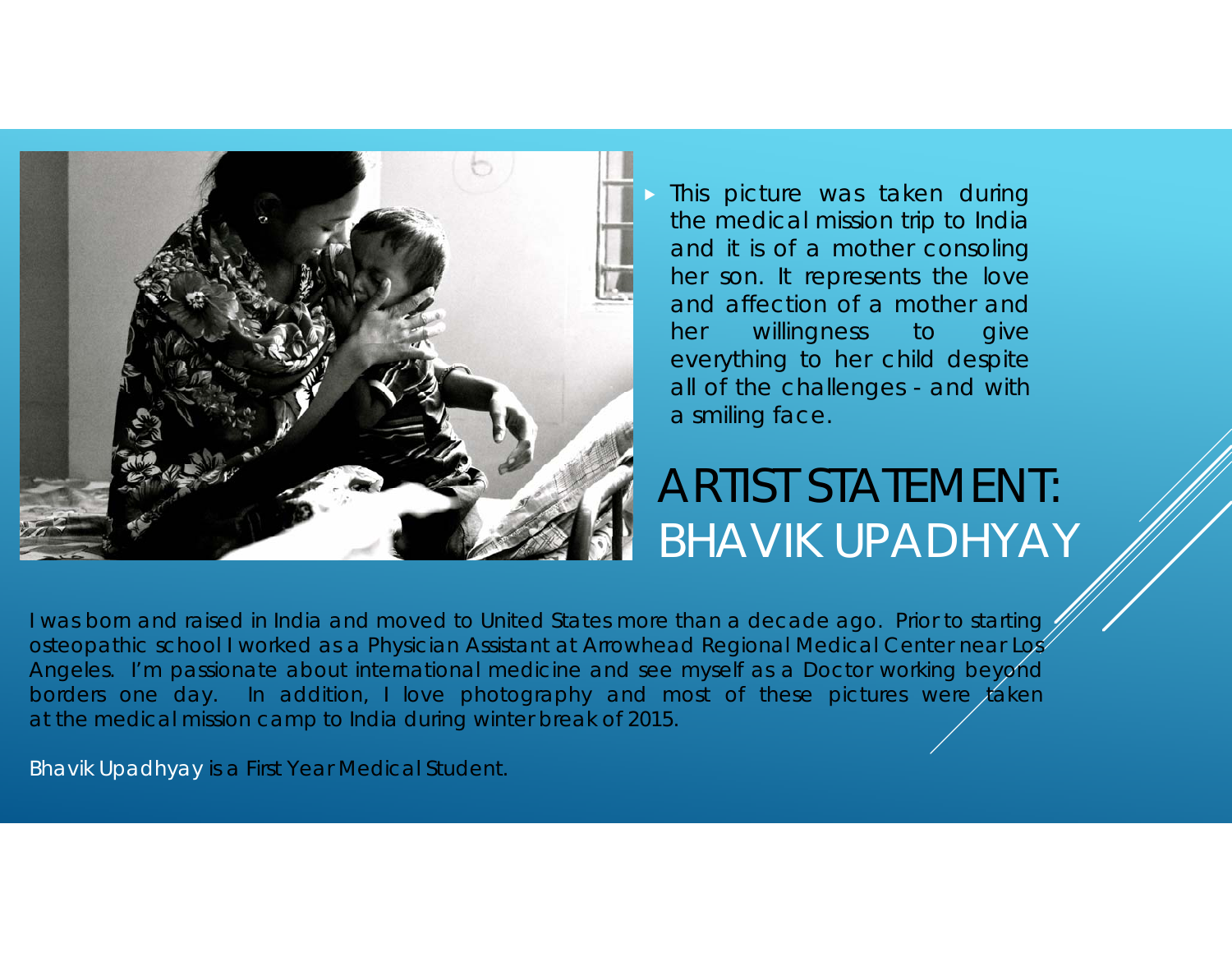- This picture was taken during the medical mission trip to India and it is of a mother consoling her son. It represents the love and affection of a mother and her willingness to give everything to her child despite all of the challenges - and with a smiling face.

# ARTIST STATEMENT: BHAVIK UPADHYAY

I was born and raised in India and moved to United States more than a decade ago. Prior to starting osteopathic school I worked as a Physician Assistant at Arrowhead Regional Medical Center near Los Angeles. I'm passionate about international medicine and see myself as a Doctor working beyond borders one day. In addition, I love photography and most of these pictures were taken at the medical mission camp to India during winter break of 2015.

Bhavik Upadhyay is a First Year Medical Student.